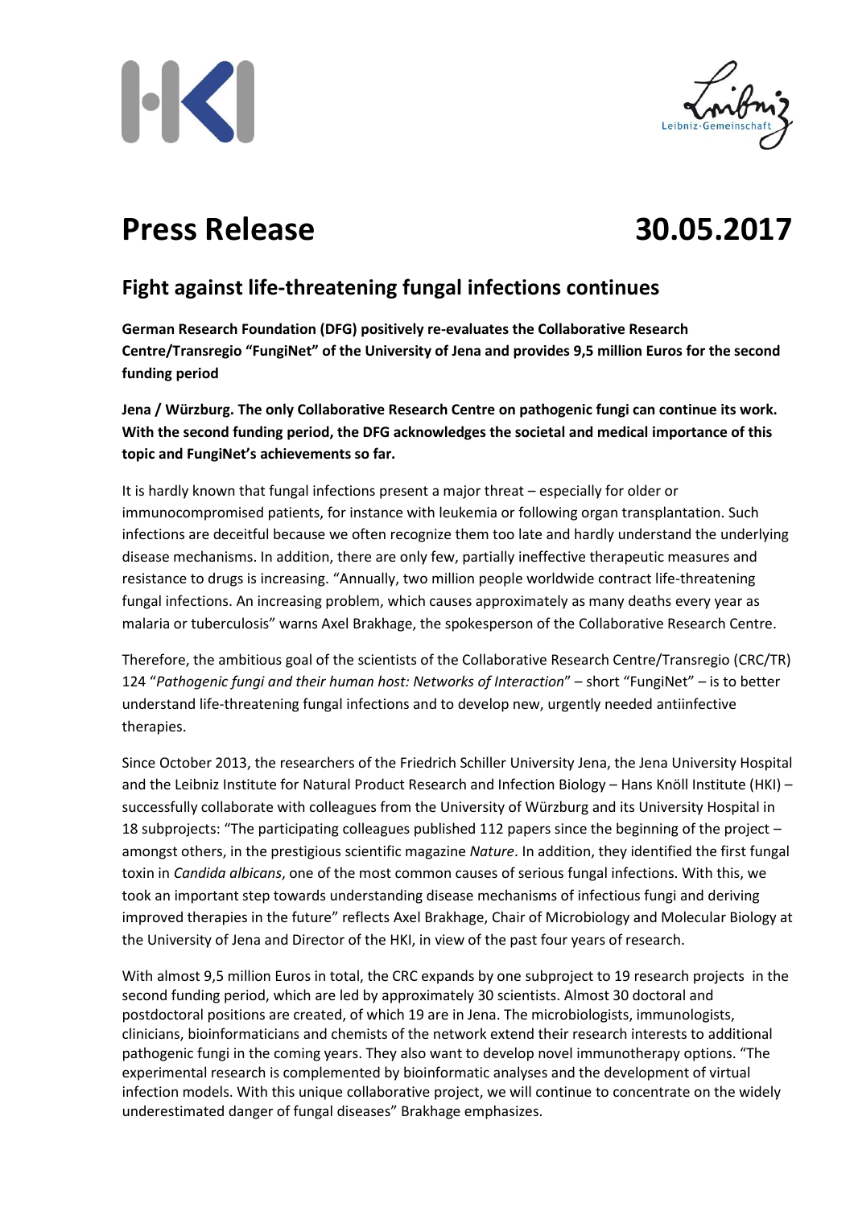# Press Release 30.05.2017

## Fight against life-threatening fungal infections continues

**German Research Foundation (DFG) positively re-evaluates the Collaborative Research Centre/Transregio "FungiNet" of the University of Jena and provides 9,5 million Euros for the second funding period**

**Jena / Würzburg. The only Collaborative Research Centre on pathogenic fungi can continue its work. With the second funding period, the DFG acknowledges the societal and medical importance of this topic and FungiNet's achievements so far.**

It is hardly known that fungal infections present a major threat – especially for older or immunocompromised patients, for instance with leukemia or following organ transplantation. Such infections are deceitful because we often recognize them too late and hardly understand the underlying disease mechanisms. In addition, there are only few, partially ineffective therapeutic measures and resistance to drugs is increasing. "Annually, two million people worldwide contract life-threatening fungal infections. An increasing problem, which causes approximately as many deaths every year as malaria or tuberculosis" warns Axel Brakhage, the spokesperson of the Collaborative Research Centre.

Therefore, the ambitious goal of the scientists of the Collaborative Research Centre/Transregio (CRC/TR) 124 "*Pathogenic fungi and their human host: Networks of Interaction*" – short "FungiNet" – is to better understand life-threatening fungal infections and to develop new, urgently needed antiinfective therapies.

Since October 2013, the researchers of the Friedrich Schiller University Jena, the Jena University Hospital and the Leibniz Institute for Natural Product Research and Infection Biology – Hans Knöll Institute (HKI) – successfully collaborate with colleagues from the University of Würzburg and its University Hospital in 18 subprojects: "The participating colleagues published 112 papers since the beginning of the project – amongst others, in the prestigious scientific magazine *Nature*. In addition, they identified the first fungal toxin in *Candida albicans*, one of the most common causes of serious fungal infections. With this, we took an important step towards understanding disease mechanisms of infectious fungi and deriving improved therapies in the future" reflects Axel Brakhage, Chair of Microbiology and Molecular Biology at the University of Jena and Director of the HKI, in view of the past four years of research.

With almost 9,5 million Euros in total, the CRC expands by one subproject to 19 research projects in the second funding period, which are led by approximately 30 scientists. Almost 30 doctoral and postdoctoral positions are created, of which 19 are in Jena. The microbiologists, immunologists, clinicians, bioinformaticians and chemists of the network extend their research interests to additional pathogenic fungi in the coming years. They also want to develop novel immunotherapy options. "The experimental research is complemented by bioinformatic analyses and the development of virtual infection models. With this unique collaborative project, we will continue to concentrate on the widely underestimated danger of fungal diseases" Brakhage emphasizes.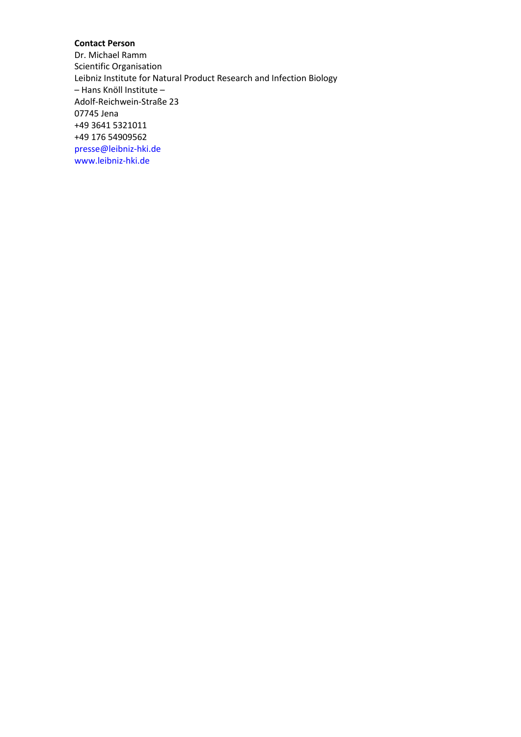**Contact Person**
Dr. Michael Ramm
Scientific Organisation
Leibniz Institute for Natural Product Research and Infection Biology
– Hans Knöll Institute –
Adolf-Reichwein-Straße 23
07745 Jena
+49 3641 5321011
+49 176 54909562
presse@leibniz-hki.de
www.leibniz-hki.de